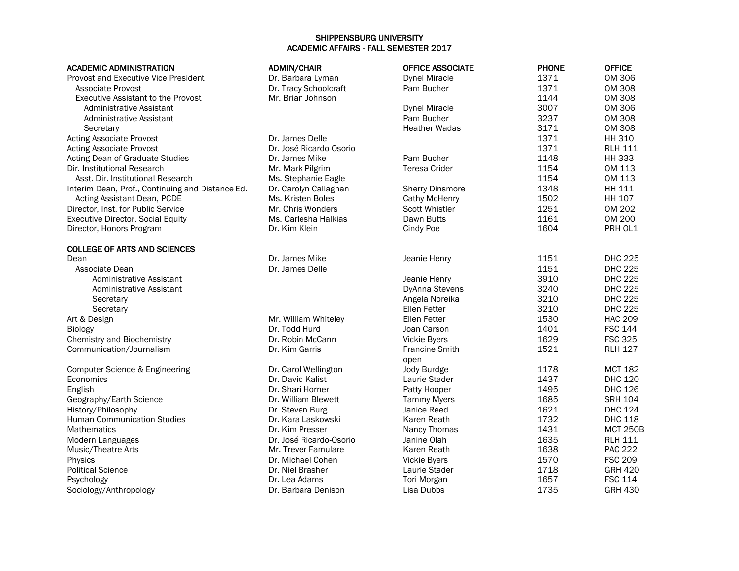# SHIPPENSBURG UNIVERSITY
## ACADEMIC AFFAIRS - FALL SEMESTER 2017

| ACADEMIC ADMINISTRATION | ADMIN/CHAIR | OFFICE ASSOCIATE | PHONE | OFFICE |
|---|---|---|---|---|
| Provost and Executive Vice President | Dr. Barbara Lyman | Dynel Miracle | 1371 | OM 306 |
| Associate Provost | Dr. Tracy Schoolcraft | Pam Bucher | 1371 | OM 308 |
| Executive Assistant to the Provost | Mr. Brian Johnson | | 1144 | OM 308 |
| Administrative Assistant | | Dynel Miracle | 3007 | OM 306 |
| Administrative Assistant | | Pam Bucher | 3237 | OM 308 |
| Secretary | | Heather Wadas | 3171 | OM 308 |
| Acting Associate Provost | Dr. James Delle | | 1371 | HH 310 |
| Acting Associate Provost | Dr. José Ricardo-Osorio | | 1371 | RLH 111 |
| Acting Dean of Graduate Studies | Dr. James Mike | Pam Bucher | 1148 | HH 333 |
| Dir. Institutional Research | Mr. Mark Pilgrim | Teresa Crider | 1154 | OM 113 |
| Asst. Dir. Institutional Research | Ms. Stephanie Eagle | | 1154 | OM 113 |
| Interim Dean, Prof., Continuing and Distance Ed. | Dr. Carolyn Callaghan | Sherry Dinsmore | 1348 | HH 111 |
| Acting Assistant Dean, PCDE | Ms. Kristen Boles | Cathy McHenry | 1502 | HH 107 |
| Director, Inst. for Public Service | Mr. Chris Wonders | Scott Whistler | 1251 | OM 202 |
| Executive Director, Social Equity | Ms. Carlesha Halkias | Dawn Butts | 1161 | OM 200 |
| Director, Honors Program | Dr. Kim Klein | Cindy Poe | 1604 | PRH OL1 |

| COLLEGE OF ARTS AND SCIENCES | | | | |
|---|---|---|---|---|
| Dean | Dr. James Mike | Jeanie Henry | 1151 | DHC 225 |
| Associate Dean | Dr. James Delle | | 1151 | DHC 225 |
| Administrative Assistant | | Jeanie Henry | 3910 | DHC 225 |
| Administrative Assistant | | DyAnna Stevens | 3240 | DHC 225 |
| Secretary | | Angela Noreika | 3210 | DHC 225 |
| Secretary | | Ellen Fetter | 3210 | DHC 225 |
| Art & Design | Mr. William Whiteley | Ellen Fetter | 1530 | HAC 209 |
| Biology | Dr. Todd Hurd | Joan Carson | 1401 | FSC 144 |
| Chemistry and Biochemistry | Dr. Robin McCann | Vickie Byers | 1629 | FSC 325 |
| Communication/Journalism | Dr. Kim Garris | Francine Smith<br>open | 1521 | RLH 127 |
| Computer Science & Engineering | Dr. Carol Wellington | Jody Burdge | 1178 | MCT 182 |
| Economics | Dr. David Kalist | Laurie Stader | 1437 | DHC 120 |
| English | Dr. Shari Horner | Patty Hooper | 1495 | DHC 126 |
| Geography/Earth Science | Dr. William Blewett | Tammy Myers | 1685 | SRH 104 |
| History/Philosophy | Dr. Steven Burg | Janice Reed | 1621 | DHC 124 |
| Human Communication Studies | Dr. Kara Laskowski | Karen Reath | 1732 | DHC 118 |
| Mathematics | Dr. Kim Presser | Nancy Thomas | 1431 | MCT 250B |
| Modern Languages | Dr. José Ricardo-Osorio | Janine Olah | 1635 | RLH 111 |
| Music/Theatre Arts | Mr. Trever Famulare | Karen Reath | 1638 | PAC 222 |
| Physics | Dr. Michael Cohen | Vickie Byers | 1570 | FSC 209 |
| Political Science | Dr. Niel Brasher | Laurie Stader | 1718 | GRH 420 |
| Psychology | Dr. Lea Adams | Tori Morgan | 1657 | FSC 114 |
| Sociology/Anthropology | Dr. Barbara Denison | Lisa Dubbs | 1735 | GRH 430 |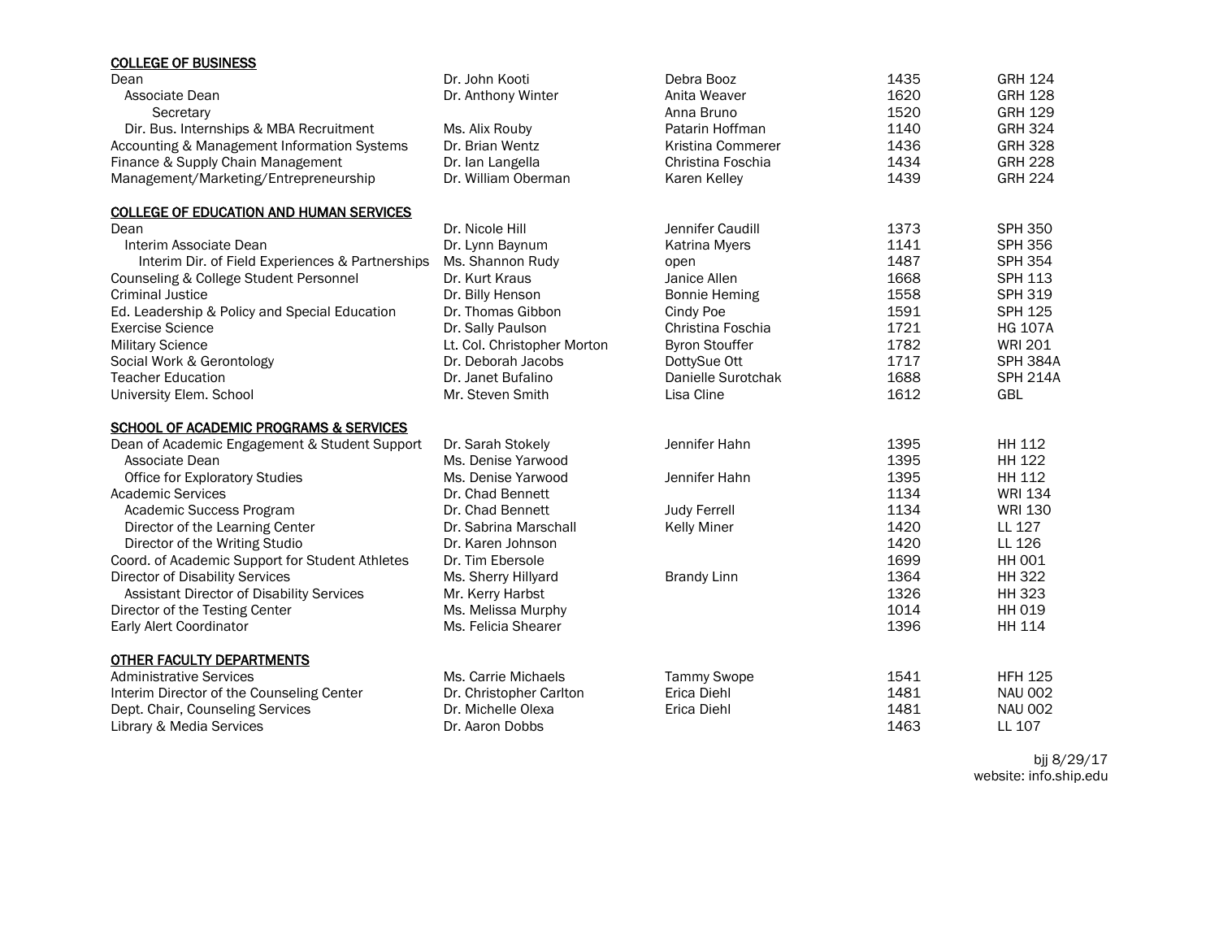| | | | | |
|---|---|---|---|---|
| **COLLEGE OF BUSINESS** | | | | |
| Dean | Dr. John Kooti | Debra Booz | 1435 | GRH 124 |
| Associate Dean | Dr. Anthony Winter | Anita Weaver | 1620 | GRH 128 |
| Secretary | | Anna Bruno | 1520 | GRH 129 |
| Dir. Bus. Internships & MBA Recruitment | Ms. Alix Rouby | Patarin Hoffman | 1140 | GRH 324 |
| Accounting & Management Information Systems | Dr. Brian Wentz | Kristina Commerer | 1436 | GRH 328 |
| Finance & Supply Chain Management | Dr. Ian Langella | Christina Foschia | 1434 | GRH 228 |
| Management/Marketing/Entrepreneurship | Dr. William Oberman | Karen Kelley | 1439 | GRH 224 |
| **COLLEGE OF EDUCATION AND HUMAN SERVICES** | | | | |
| Dean | Dr. Nicole Hill | Jennifer Caudill | 1373 | SPH 350 |
| Interim Associate Dean | Dr. Lynn Baynum | Katrina Myers | 1141 | SPH 356 |
| Interim Dir. of Field Experiences & Partnerships | Ms. Shannon Rudy | open | 1487 | SPH 354 |
| Counseling & College Student Personnel | Dr. Kurt Kraus | Janice Allen | 1668 | SPH 113 |
| Criminal Justice | Dr. Billy Henson | Bonnie Heming | 1558 | SPH 319 |
| Ed. Leadership & Policy and Special Education | Dr. Thomas Gibbon | Cindy Poe | 1591 | SPH 125 |
| Exercise Science | Dr. Sally Paulson | Christina Foschia | 1721 | HG 107A |
| Military Science | Lt. Col. Christopher Morton | Byron Stouffer | 1782 | WRI 201 |
| Social Work & Gerontology | Dr. Deborah Jacobs | DottySue Ott | 1717 | SPH 384A |
| Teacher Education | Dr. Janet Bufalino | Danielle Surotchak | 1688 | SPH 214A |
| University Elem. School | Mr. Steven Smith | Lisa Cline | 1612 | GBL |
| **SCHOOL OF ACADEMIC PROGRAMS & SERVICES** | | | | |
| Dean of Academic Engagement & Student Support | Dr. Sarah Stokely | Jennifer Hahn | 1395 | HH 112 |
| Associate Dean | Ms. Denise Yarwood | | 1395 | HH 122 |
| Office for Exploratory Studies | Ms. Denise Yarwood | Jennifer Hahn | 1395 | HH 112 |
| Academic Services | Dr. Chad Bennett | | 1134 | WRI 134 |
| Academic Success Program | Dr. Chad Bennett | Judy Ferrell | 1134 | WRI 130 |
| Director of the Learning Center | Dr. Sabrina Marschall | Kelly Miner | 1420 | LL 127 |
| Director of the Writing Studio | Dr. Karen Johnson | | 1420 | LL 126 |
| Coord. of Academic Support for Student Athletes | Dr. Tim Ebersole | | 1699 | HH 001 |
| Director of Disability Services | Ms. Sherry Hillyard | Brandy Linn | 1364 | HH 322 |
| Assistant Director of Disability Services | Mr. Kerry Harbst | | 1326 | HH 323 |
| Director of the Testing Center | Ms. Melissa Murphy | | 1014 | HH 019 |
| Early Alert Coordinator | Ms. Felicia Shearer | | 1396 | HH 114 |
| **OTHER FACULTY DEPARTMENTS** | | | | |
| Administrative Services | Ms. Carrie Michaels | Tammy Swope | 1541 | HFH 125 |
| Interim Director of the Counseling Center | Dr. Christopher Carlton | Erica Diehl | 1481 | NAU 002 |
| Dept. Chair, Counseling Services | Dr. Michelle Olexa | Erica Diehl | 1481 | NAU 002 |
| Library & Media Services | Dr. Aaron Dobbs | | 1463 | LL 107 |

bjj 8/29/17
website: info.ship.edu